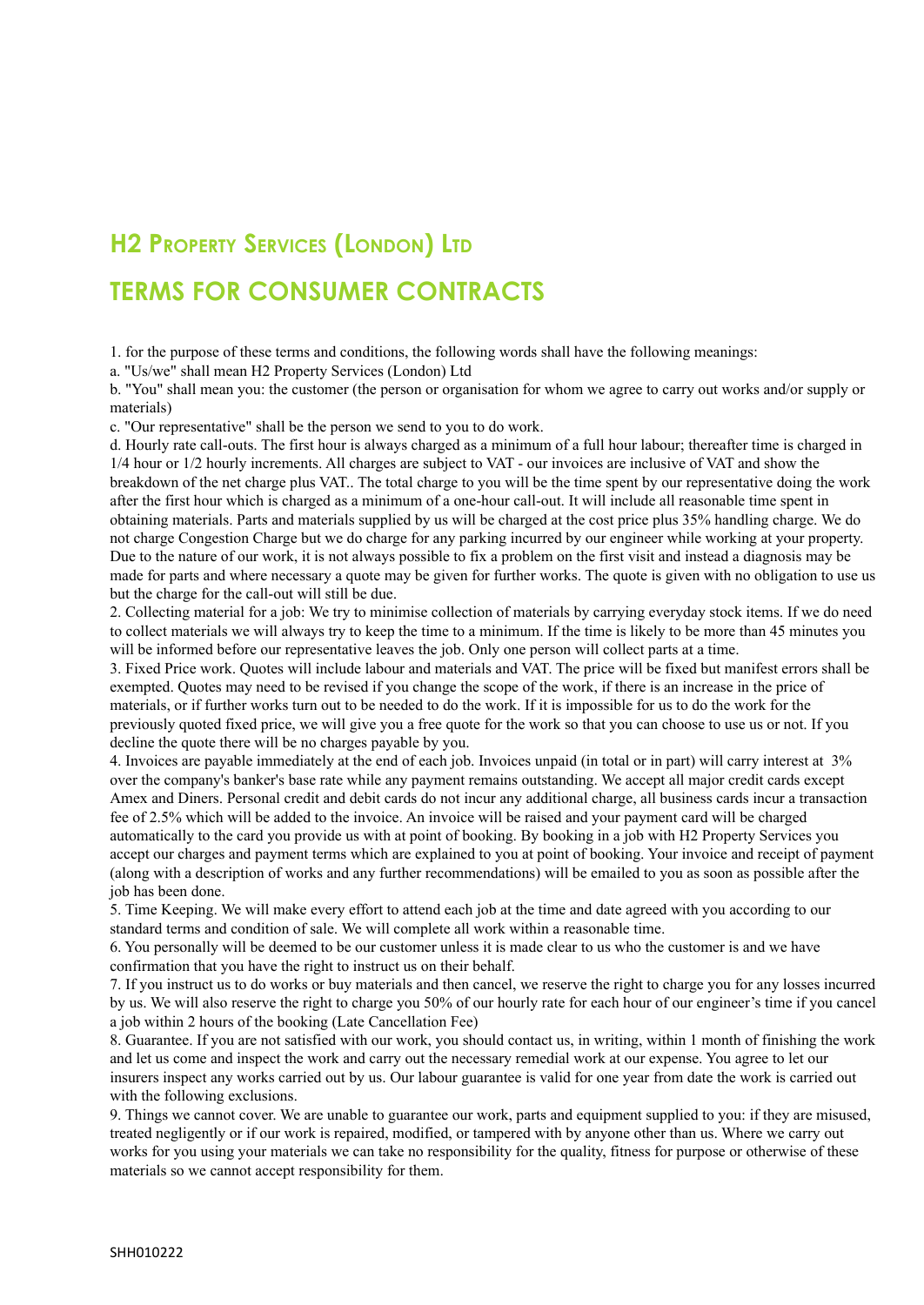## H2 Property Services (London) Ltd

## TERMS FOR CONSUMER CONTRACTS

1. for the purpose of these terms and conditions, the following words shall have the following meanings:
a. "Us/we" shall mean H2 Property Services (London) Ltd
b. "You" shall mean you: the customer (the person or organisation for whom we agree to carry out works and/or supply or materials)
c. "Our representative" shall be the person we send to you to do work.
d. Hourly rate call-outs. The first hour is always charged as a minimum of a full hour labour; thereafter time is charged in 1/4 hour or 1/2 hourly increments. All charges are subject to VAT - our invoices are inclusive of VAT and show the breakdown of the net charge plus VAT.. The total charge to you will be the time spent by our representative doing the work after the first hour which is charged as a minimum of a one-hour call-out. It will include all reasonable time spent in obtaining materials. Parts and materials supplied by us will be charged at the cost price plus 35% handling charge. We do not charge Congestion Charge but we do charge for any parking incurred by our engineer while working at your property. Due to the nature of our work, it is not always possible to fix a problem on the first visit and instead a diagnosis may be made for parts and where necessary a quote may be given for further works. The quote is given with no obligation to use us but the charge for the call-out will still be due.
2. Collecting material for a job: We try to minimise collection of materials by carrying everyday stock items. If we do need to collect materials we will always try to keep the time to a minimum. If the time is likely to be more than 45 minutes you will be informed before our representative leaves the job. Only one person will collect parts at a time.
3. Fixed Price work. Quotes will include labour and materials and VAT. The price will be fixed but manifest errors shall be exempted. Quotes may need to be revised if you change the scope of the work, if there is an increase in the price of materials, or if further works turn out to be needed to do the work. If it is impossible for us to do the work for the previously quoted fixed price, we will give you a free quote for the work so that you can choose to use us or not. If you decline the quote there will be no charges payable by you.
4. Invoices are payable immediately at the end of each job. Invoices unpaid (in total or in part) will carry interest at 3% over the company's banker's base rate while any payment remains outstanding. We accept all major credit cards except Amex and Diners. Personal credit and debit cards do not incur any additional charge, all business cards incur a transaction fee of 2.5% which will be added to the invoice. An invoice will be raised and your payment card will be charged automatically to the card you provide us with at point of booking. By booking in a job with H2 Property Services you accept our charges and payment terms which are explained to you at point of booking. Your invoice and receipt of payment (along with a description of works and any further recommendations) will be emailed to you as soon as possible after the job has been done.
5. Time Keeping. We will make every effort to attend each job at the time and date agreed with you according to our standard terms and condition of sale. We will complete all work within a reasonable time.
6. You personally will be deemed to be our customer unless it is made clear to us who the customer is and we have confirmation that you have the right to instruct us on their behalf.
7. If you instruct us to do works or buy materials and then cancel, we reserve the right to charge you for any losses incurred by us. We will also reserve the right to charge you 50% of our hourly rate for each hour of our engineer's time if you cancel a job within 2 hours of the booking (Late Cancellation Fee)
8. Guarantee. If you are not satisfied with our work, you should contact us, in writing, within 1 month of finishing the work and let us come and inspect the work and carry out the necessary remedial work at our expense. You agree to let our insurers inspect any works carried out by us. Our labour guarantee is valid for one year from date the work is carried out with the following exclusions.
9. Things we cannot cover. We are unable to guarantee our work, parts and equipment supplied to you: if they are misused, treated negligently or if our work is repaired, modified, or tampered with by anyone other than us. Where we carry out works for you using your materials we can take no responsibility for the quality, fitness for purpose or otherwise of these materials so we cannot accept responsibility for them.

SHH010222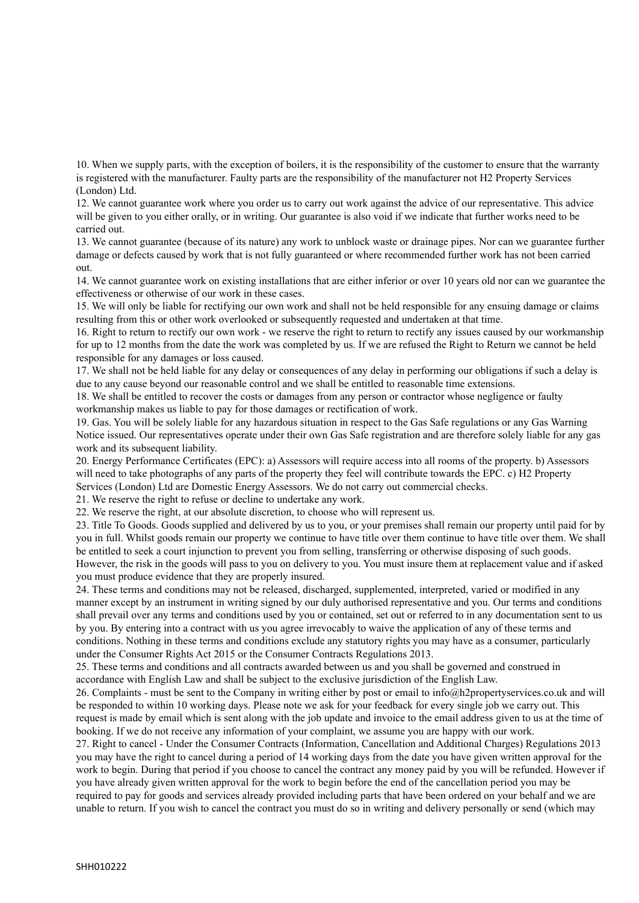10. When we supply parts, with the exception of boilers, it is the responsibility of the customer to ensure that the warranty is registered with the manufacturer. Faulty parts are the responsibility of the manufacturer not H2 Property Services (London) Ltd.

12. We cannot guarantee work where you order us to carry out work against the advice of our representative. This advice will be given to you either orally, or in writing. Our guarantee is also void if we indicate that further works need to be carried out.

13. We cannot guarantee (because of its nature) any work to unblock waste or drainage pipes. Nor can we guarantee further damage or defects caused by work that is not fully guaranteed or where recommended further work has not been carried out.

14. We cannot guarantee work on existing installations that are either inferior or over 10 years old nor can we guarantee the effectiveness or otherwise of our work in these cases.

15. We will only be liable for rectifying our own work and shall not be held responsible for any ensuing damage or claims resulting from this or other work overlooked or subsequently requested and undertaken at that time.

16. Right to return to rectify our own work - we reserve the right to return to rectify any issues caused by our workmanship for up to 12 months from the date the work was completed by us. If we are refused the Right to Return we cannot be held responsible for any damages or loss caused.

17. We shall not be held liable for any delay or consequences of any delay in performing our obligations if such a delay is due to any cause beyond our reasonable control and we shall be entitled to reasonable time extensions.

18. We shall be entitled to recover the costs or damages from any person or contractor whose negligence or faulty workmanship makes us liable to pay for those damages or rectification of work.

19. Gas. You will be solely liable for any hazardous situation in respect to the Gas Safe regulations or any Gas Warning Notice issued. Our representatives operate under their own Gas Safe registration and are therefore solely liable for any gas work and its subsequent liability.

20. Energy Performance Certificates (EPC): a) Assessors will require access into all rooms of the property. b) Assessors will need to take photographs of any parts of the property they feel will contribute towards the EPC. c) H2 Property Services (London) Ltd are Domestic Energy Assessors. We do not carry out commercial checks.

21. We reserve the right to refuse or decline to undertake any work.

22. We reserve the right, at our absolute discretion, to choose who will represent us.

23. Title To Goods. Goods supplied and delivered by us to you, or your premises shall remain our property until paid for by you in full. Whilst goods remain our property we continue to have title over them continue to have title over them. We shall be entitled to seek a court injunction to prevent you from selling, transferring or otherwise disposing of such goods. However, the risk in the goods will pass to you on delivery to you. You must insure them at replacement value and if asked you must produce evidence that they are properly insured.

24. These terms and conditions may not be released, discharged, supplemented, interpreted, varied or modified in any manner except by an instrument in writing signed by our duly authorised representative and you. Our terms and conditions shall prevail over any terms and conditions used by you or contained, set out or referred to in any documentation sent to us by you. By entering into a contract with us you agree irrevocably to waive the application of any of these terms and conditions. Nothing in these terms and conditions exclude any statutory rights you may have as a consumer, particularly under the Consumer Rights Act 2015 or the Consumer Contracts Regulations 2013.

25. These terms and conditions and all contracts awarded between us and you shall be governed and construed in accordance with English Law and shall be subject to the exclusive jurisdiction of the English Law.

26. Complaints - must be sent to the Company in writing either by post or email to info@h2propertyservices.co.uk and will be responded to within 10 working days. Please note we ask for your feedback for every single job we carry out. This request is made by email which is sent along with the job update and invoice to the email address given to us at the time of booking. If we do not receive any information of your complaint, we assume you are happy with our work.

27. Right to cancel - Under the Consumer Contracts (Information, Cancellation and Additional Charges) Regulations 2013 you may have the right to cancel during a period of 14 working days from the date you have given written approval for the work to begin. During that period if you choose to cancel the contract any money paid by you will be refunded. However if you have already given written approval for the work to begin before the end of the cancellation period you may be required to pay for goods and services already provided including parts that have been ordered on your behalf and we are unable to return. If you wish to cancel the contract you must do so in writing and delivery personally or send (which may

SHH010222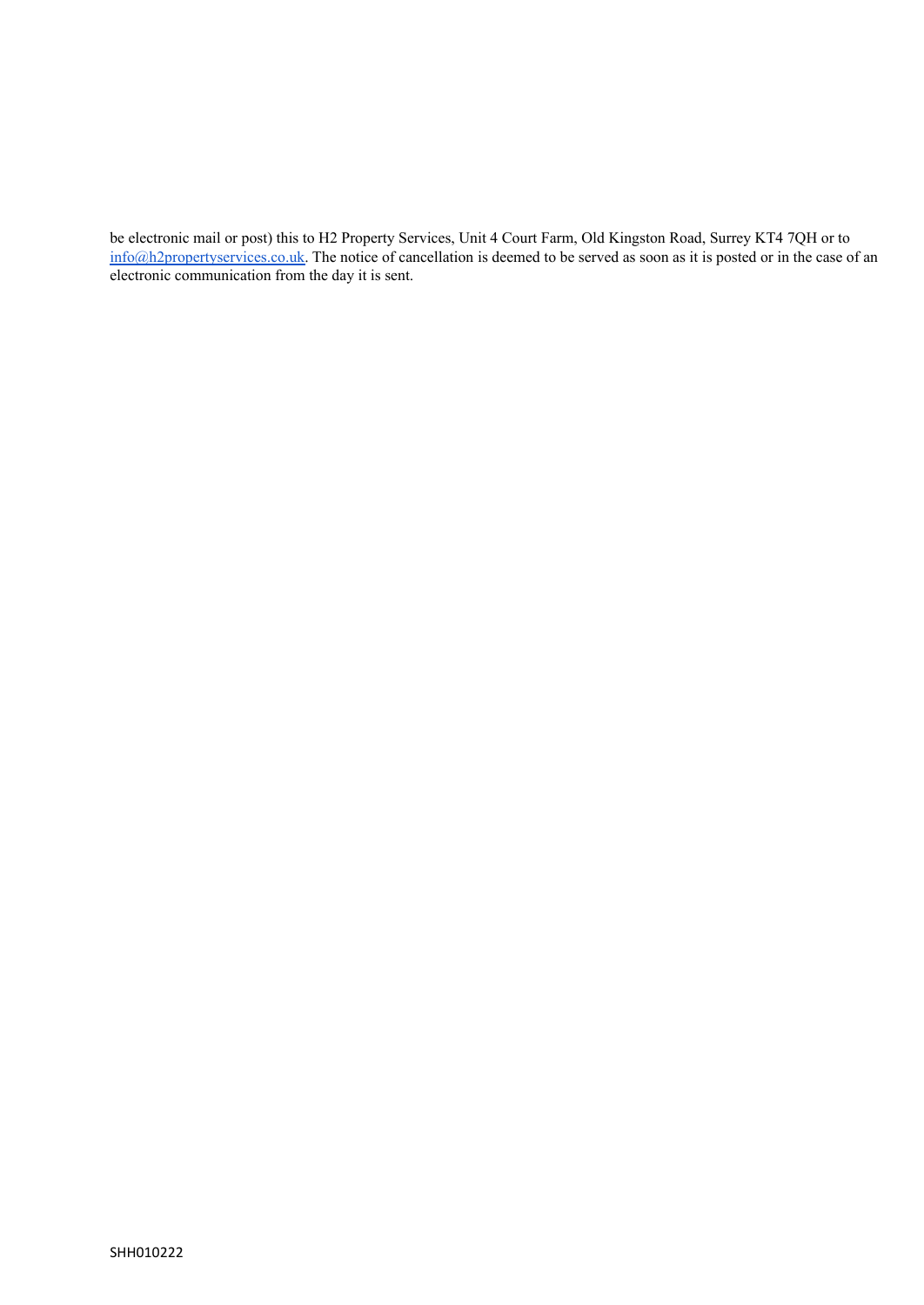be electronic mail or post) this to H2 Property Services, Unit 4 Court Farm, Old Kingston Road, Surrey KT4 7QH or to info@h2propertyservices.co.uk. The notice of cancellation is deemed to be served as soon as it is posted or in the case of an electronic communication from the day it is sent.